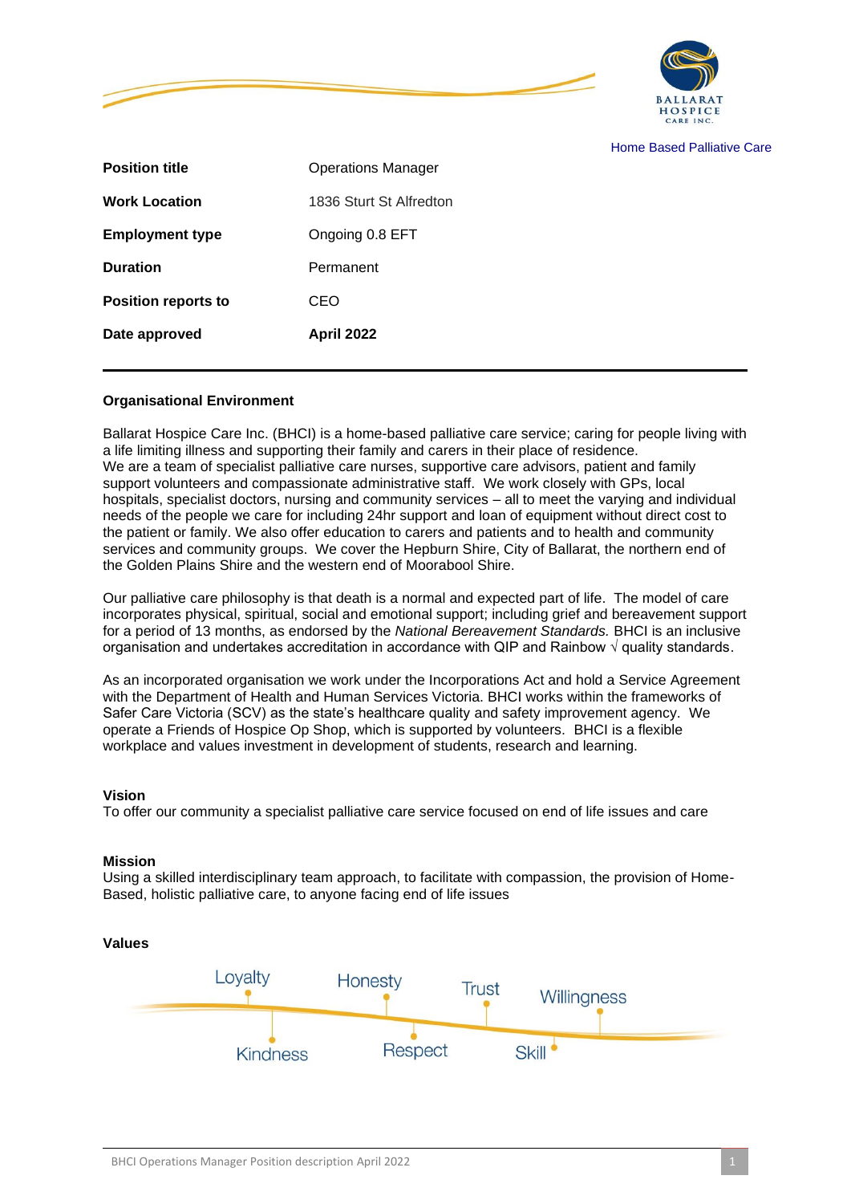Home Based Palliative Care

| Position title | Operations Manager |
|---|---|
| Work Location | 1836 Sturt St Alfredton |
| Employment type | Ongoing 0.8 EFT |
| Duration | Permanent |
| Position reports to | CEO |
| Date approved | **April 2022** |

## Organisational Environment

Ballarat Hospice Care Inc. (BHCI) is a home-based palliative care service; caring for people living with a life limiting illness and supporting their family and carers in their place of residence.
We are a team of specialist palliative care nurses, supportive care advisors, patient and family support volunteers and compassionate administrative staff. We work closely with GPs, local hospitals, specialist doctors, nursing and community services – all to meet the varying and individual needs of the people we care for including 24hr support and loan of equipment without direct cost to the patient or family. We also offer education to carers and patients and to health and community services and community groups. We cover the Hepburn Shire, City of Ballarat, the northern end of the Golden Plains Shire and the western end of Moorabool Shire.

Our palliative care philosophy is that death is a normal and expected part of life. The model of care incorporates physical, spiritual, social and emotional support; including grief and bereavement support for a period of 13 months, as endorsed by the *National Bereavement Standards.* BHCI is an inclusive organisation and undertakes accreditation in accordance with QIP and Rainbow √ quality standards.

As an incorporated organisation we work under the Incorporations Act and hold a Service Agreement with the Department of Health and Human Services Victoria. BHCI works within the frameworks of Safer Care Victoria (SCV) as the state's healthcare quality and safety improvement agency. We operate a Friends of Hospice Op Shop, which is supported by volunteers. BHCI is a flexible workplace and values investment in development of students, research and learning.

## Vision

To offer our community a specialist palliative care service focused on end of life issues and care

## Mission

Using a skilled interdisciplinary team approach, to facilitate with compassion, the provision of Home-Based, holistic palliative care, to anyone facing end of life issues

## Values

Loyalty, Kindness, Honesty, Respect, Trust, Skill, Willingness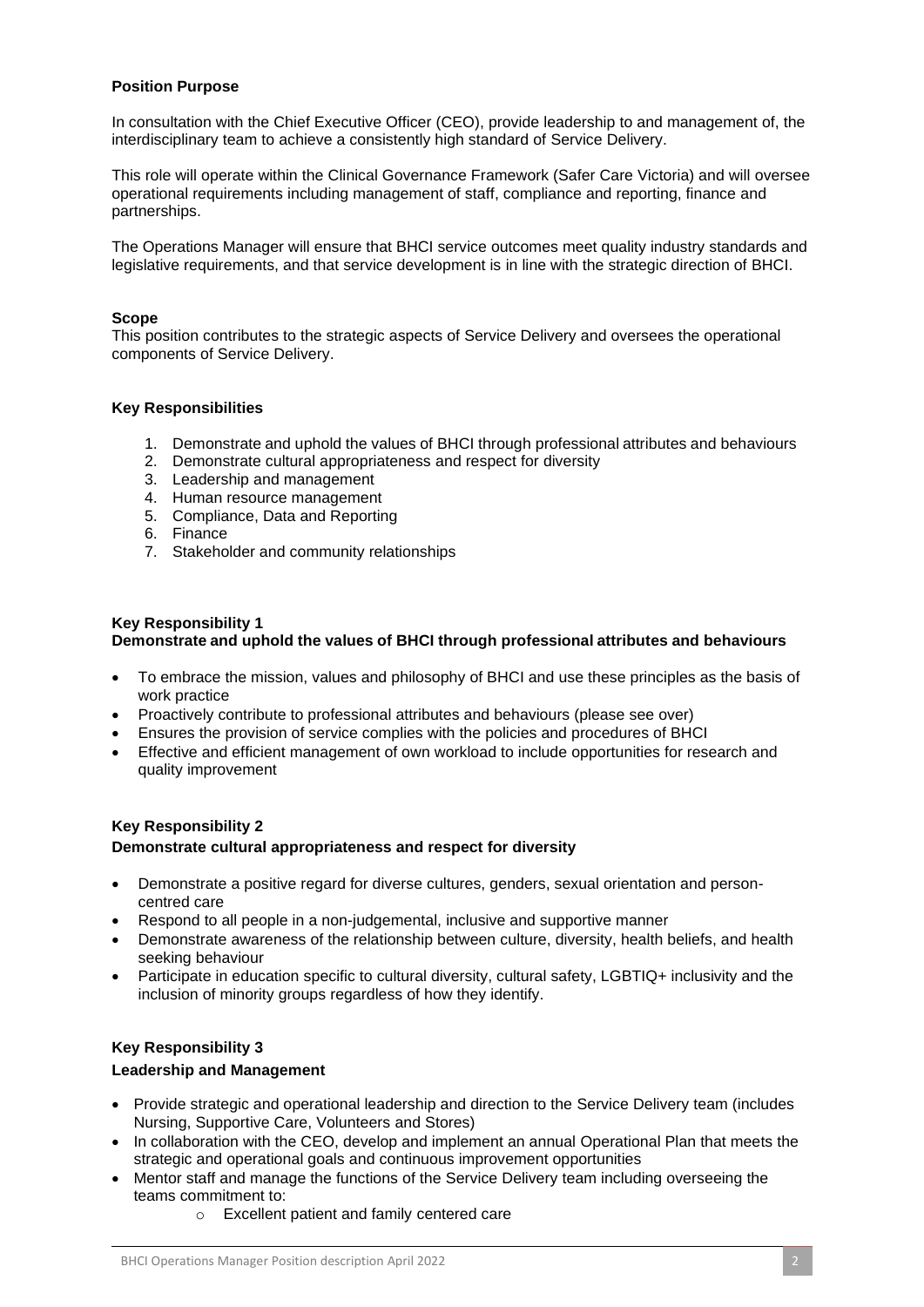**Position Purpose**

In consultation with the Chief Executive Officer (CEO), provide leadership to and management of, the interdisciplinary team to achieve a consistently high standard of Service Delivery.

This role will operate within the Clinical Governance Framework (Safer Care Victoria) and will oversee operational requirements including management of staff, compliance and reporting, finance and partnerships.

The Operations Manager will ensure that BHCI service outcomes meet quality industry standards and legislative requirements, and that service development is in line with the strategic direction of BHCI.

**Scope**

This position contributes to the strategic aspects of Service Delivery and oversees the operational components of Service Delivery.

**Key Responsibilities**

1. Demonstrate and uphold the values of BHCI through professional attributes and behaviours
2. Demonstrate cultural appropriateness and respect for diversity
3. Leadership and management
4. Human resource management
5. Compliance, Data and Reporting
6. Finance
7. Stakeholder and community relationships

**Key Responsibility 1**
**Demonstrate and uphold the values of BHCI through professional attributes and behaviours**

- To embrace the mission, values and philosophy of BHCI and use these principles as the basis of work practice
- Proactively contribute to professional attributes and behaviours (please see over)
- Ensures the provision of service complies with the policies and procedures of BHCI
- Effective and efficient management of own workload to include opportunities for research and quality improvement

**Key Responsibility 2**
**Demonstrate cultural appropriateness and respect for diversity**

- Demonstrate a positive regard for diverse cultures, genders, sexual orientation and person-centred care
- Respond to all people in a non-judgemental, inclusive and supportive manner
- Demonstrate awareness of the relationship between culture, diversity, health beliefs, and health seeking behaviour
- Participate in education specific to cultural diversity, cultural safety, LGBTIQ+ inclusivity and the inclusion of minority groups regardless of how they identify.

**Key Responsibility 3**
**Leadership and Management**

- Provide strategic and operational leadership and direction to the Service Delivery team (includes Nursing, Supportive Care, Volunteers and Stores)
- In collaboration with the CEO, develop and implement an annual Operational Plan that meets the strategic and operational goals and continuous improvement opportunities
- Mentor staff and manage the functions of the Service Delivery team including overseeing the teams commitment to:
    - Excellent patient and family centered care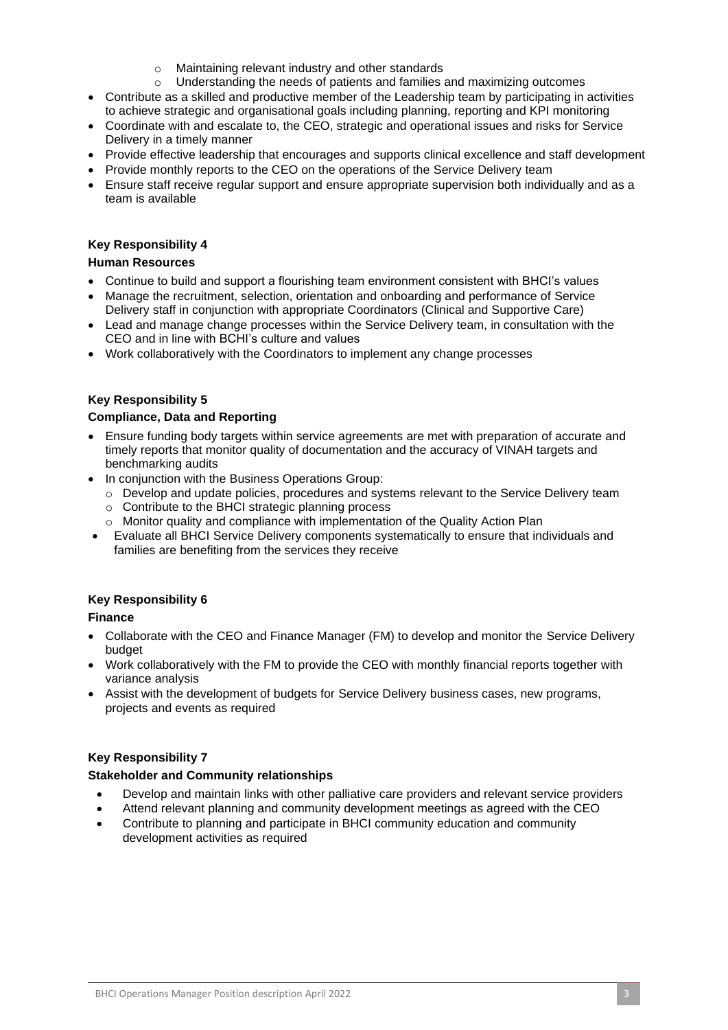- Maintaining relevant industry and other standards
  - Understanding the needs of patients and families and maximizing outcomes
- Contribute as a skilled and productive member of the Leadership team by participating in activities to achieve strategic and organisational goals including planning, reporting and KPI monitoring
- Coordinate with and escalate to, the CEO, strategic and operational issues and risks for Service Delivery in a timely manner
- Provide effective leadership that encourages and supports clinical excellence and staff development
- Provide monthly reports to the CEO on the operations of the Service Delivery team
- Ensure staff receive regular support and ensure appropriate supervision both individually and as a team is available

**Key Responsibility 4**

**Human Resources**

- Continue to build and support a flourishing team environment consistent with BHCI's values
- Manage the recruitment, selection, orientation and onboarding and performance of Service Delivery staff in conjunction with appropriate Coordinators (Clinical and Supportive Care)
- Lead and manage change processes within the Service Delivery team, in consultation with the CEO and in line with BCHI's culture and values
- Work collaboratively with the Coordinators to implement any change processes

**Key Responsibility 5**

**Compliance, Data and Reporting**

- Ensure funding body targets within service agreements are met with preparation of accurate and timely reports that monitor quality of documentation and the accuracy of VINAH targets and benchmarking audits
- In conjunction with the Business Operations Group:
  - Develop and update policies, procedures and systems relevant to the Service Delivery team
  - Contribute to the BHCI strategic planning process
  - Monitor quality and compliance with implementation of the Quality Action Plan
- Evaluate all BHCI Service Delivery components systematically to ensure that individuals and families are benefiting from the services they receive

**Key Responsibility 6**

**Finance**

- Collaborate with the CEO and Finance Manager (FM) to develop and monitor the Service Delivery budget
- Work collaboratively with the FM to provide the CEO with monthly financial reports together with variance analysis
- Assist with the development of budgets for Service Delivery business cases, new programs, projects and events as required

**Key Responsibility 7**

**Stakeholder and Community relationships**

- Develop and maintain links with other palliative care providers and relevant service providers
- Attend relevant planning and community development meetings as agreed with the CEO
- Contribute to planning and participate in BHCI community education and community development activities as required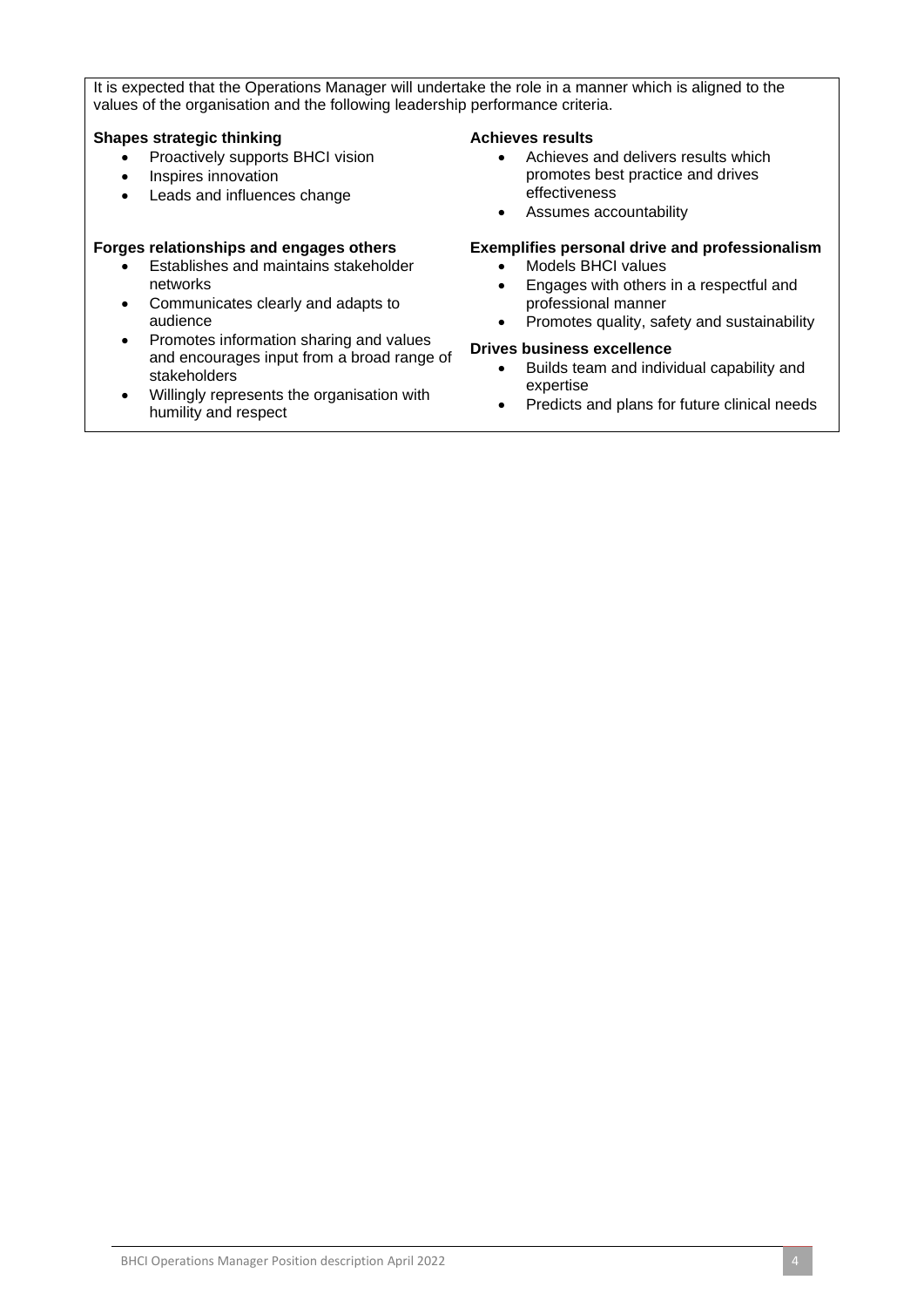It is expected that the Operations Manager will undertake the role in a manner which is aligned to the values of the organisation and the following leadership performance criteria.

**Shapes strategic thinking**

- Proactively supports BHCI vision
- Inspires innovation
- Leads and influences change

**Forges relationships and engages others**

- Establishes and maintains stakeholder networks
- Communicates clearly and adapts to audience
- Promotes information sharing and values and encourages input from a broad range of stakeholders
- Willingly represents the organisation with humility and respect

**Achieves results**

- Achieves and delivers results which promotes best practice and drives effectiveness
- Assumes accountability

**Exemplifies personal drive and professionalism**

- Models BHCI values
- Engages with others in a respectful and professional manner
- Promotes quality, safety and sustainability

**Drives business excellence**

- Builds team and individual capability and expertise
- Predicts and plans for future clinical needs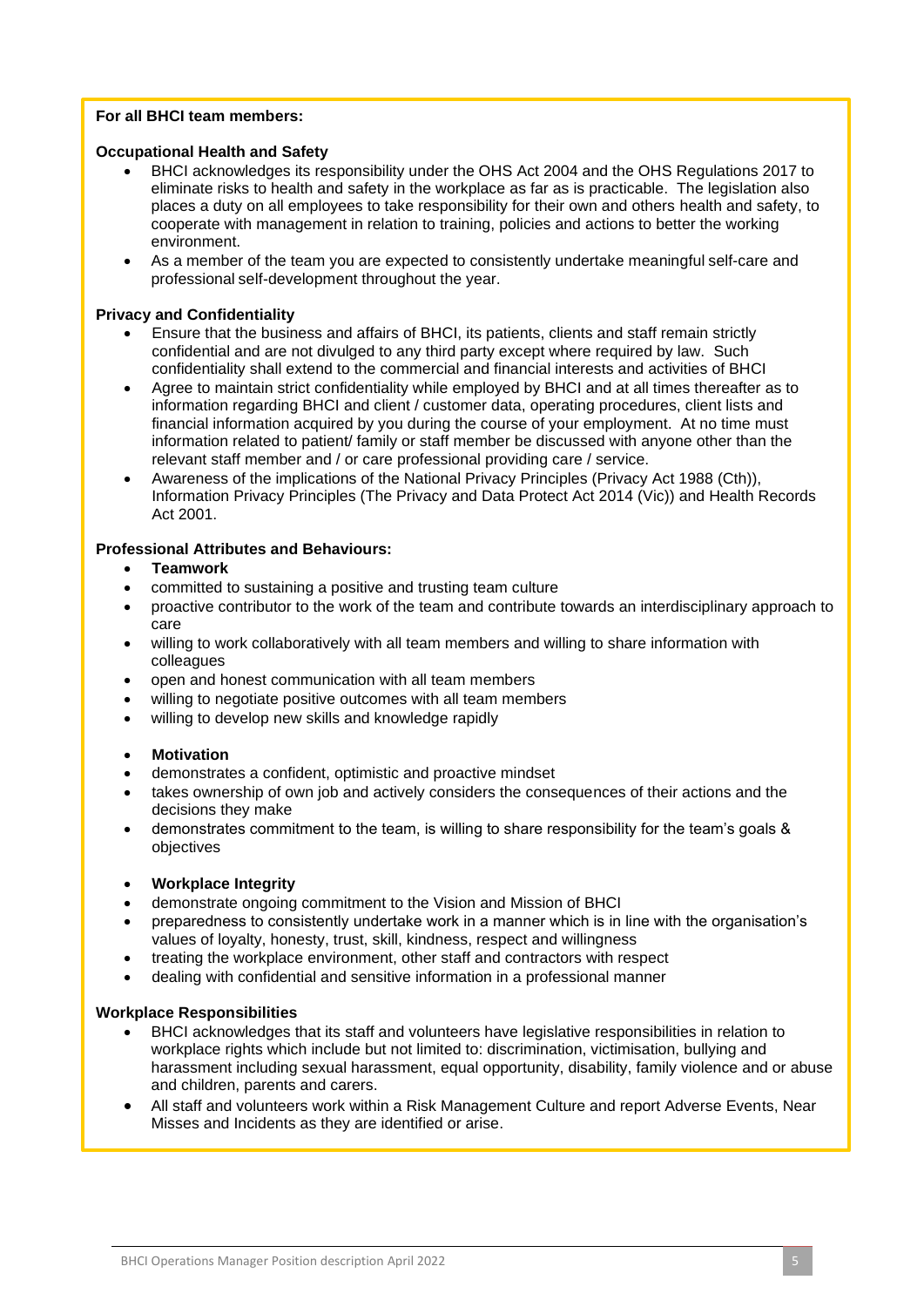**For all BHCI team members:**

**Occupational Health and Safety**

- BHCI acknowledges its responsibility under the OHS Act 2004 and the OHS Regulations 2017 to eliminate risks to health and safety in the workplace as far as is practicable. The legislation also places a duty on all employees to take responsibility for their own and others health and safety, to cooperate with management in relation to training, policies and actions to better the working environment.
- As a member of the team you are expected to consistently undertake meaningful self-care and professional self-development throughout the year.

**Privacy and Confidentiality**

- Ensure that the business and affairs of BHCI, its patients, clients and staff remain strictly confidential and are not divulged to any third party except where required by law. Such confidentiality shall extend to the commercial and financial interests and activities of BHCI
- Agree to maintain strict confidentiality while employed by BHCI and at all times thereafter as to information regarding BHCI and client / customer data, operating procedures, client lists and financial information acquired by you during the course of your employment. At no time must information related to patient/ family or staff member be discussed with anyone other than the relevant staff member and / or care professional providing care / service.
- Awareness of the implications of the National Privacy Principles (Privacy Act 1988 (Cth)), Information Privacy Principles (The Privacy and Data Protect Act 2014 (Vic)) and Health Records Act 2001.

**Professional Attributes and Behaviours:**

- **Teamwork**
- committed to sustaining a positive and trusting team culture
- proactive contributor to the work of the team and contribute towards an interdisciplinary approach to care
- willing to work collaboratively with all team members and willing to share information with colleagues
- open and honest communication with all team members
- willing to negotiate positive outcomes with all team members
- willing to develop new skills and knowledge rapidly

- **Motivation**
- demonstrates a confident, optimistic and proactive mindset
- takes ownership of own job and actively considers the consequences of their actions and the decisions they make
- demonstrates commitment to the team, is willing to share responsibility for the team's goals & objectives

- **Workplace Integrity**
- demonstrate ongoing commitment to the Vision and Mission of BHCI
- preparedness to consistently undertake work in a manner which is in line with the organisation's values of loyalty, honesty, trust, skill, kindness, respect and willingness
- treating the workplace environment, other staff and contractors with respect
- dealing with confidential and sensitive information in a professional manner

**Workplace Responsibilities**

- BHCI acknowledges that its staff and volunteers have legislative responsibilities in relation to workplace rights which include but not limited to: discrimination, victimisation, bullying and harassment including sexual harassment, equal opportunity, disability, family violence and or abuse and children, parents and carers.
- All staff and volunteers work within a Risk Management Culture and report Adverse Events, Near Misses and Incidents as they are identified or arise.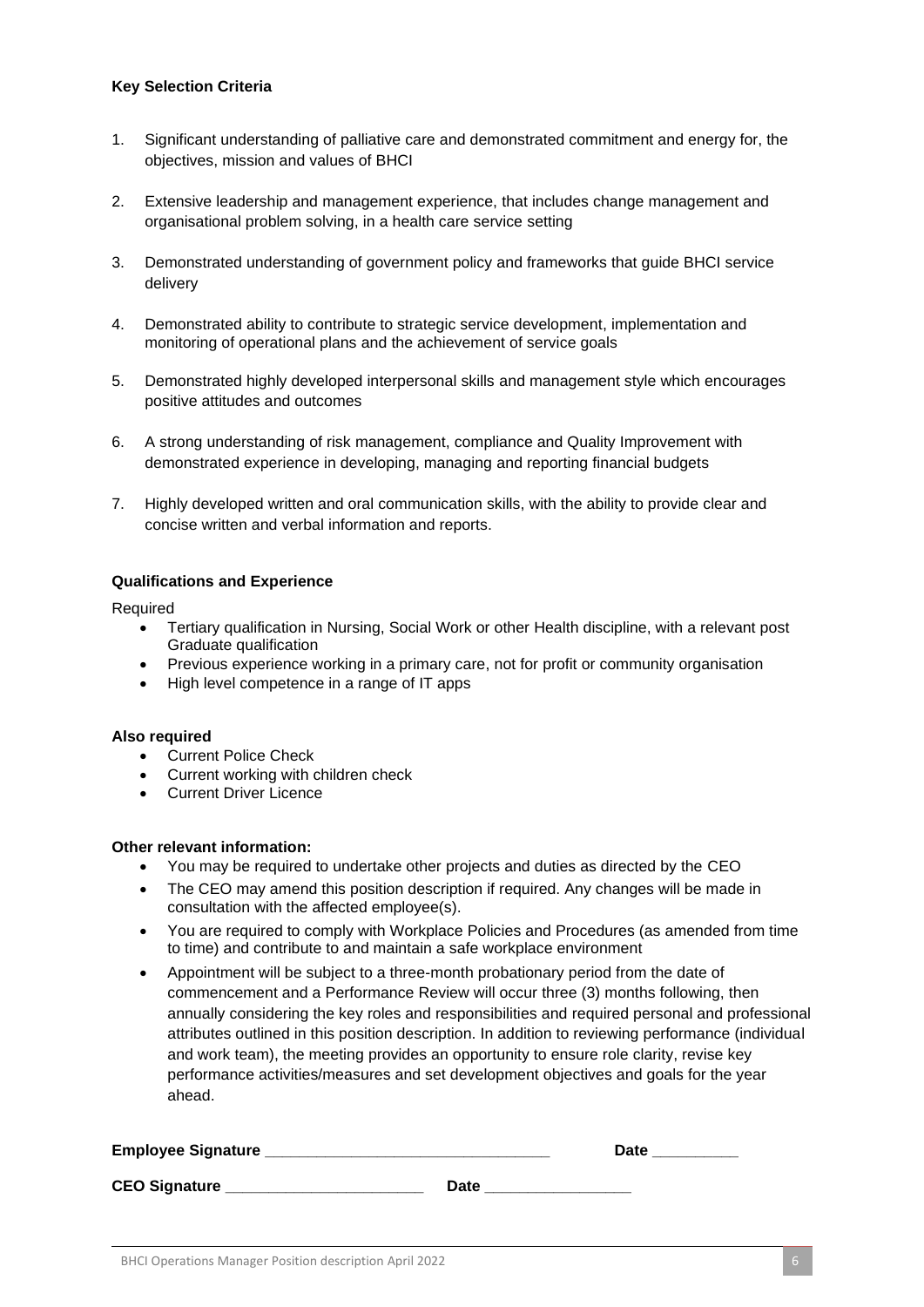**Key Selection Criteria**

1. Significant understanding of palliative care and demonstrated commitment and energy for, the objectives, mission and values of BHCI
2. Extensive leadership and management experience, that includes change management and organisational problem solving, in a health care service setting
3. Demonstrated understanding of government policy and frameworks that guide BHCI service delivery
4. Demonstrated ability to contribute to strategic service development, implementation and monitoring of operational plans and the achievement of service goals
5. Demonstrated highly developed interpersonal skills and management style which encourages positive attitudes and outcomes
6. A strong understanding of risk management, compliance and Quality Improvement with demonstrated experience in developing, managing and reporting financial budgets
7. Highly developed written and oral communication skills, with the ability to provide clear and concise written and verbal information and reports.

**Qualifications and Experience**

Required

- Tertiary qualification in Nursing, Social Work or other Health discipline, with a relevant post Graduate qualification
- Previous experience working in a primary care, not for profit or community organisation
- High level competence in a range of IT apps

**Also required**

- Current Police Check
- Current working with children check
- Current Driver Licence

**Other relevant information:**

- You may be required to undertake other projects and duties as directed by the CEO
- The CEO may amend this position description if required. Any changes will be made in consultation with the affected employee(s).
- You are required to comply with Workplace Policies and Procedures (as amended from time to time) and contribute to and maintain a safe workplace environment
- Appointment will be subject to a three-month probationary period from the date of commencement and a Performance Review will occur three (3) months following, then annually considering the key roles and responsibilities and required personal and professional attributes outlined in this position description. In addition to reviewing performance (individual and work team), the meeting provides an opportunity to ensure role clarity, revise key performance activities/measures and set development objectives and goals for the year ahead.

**Employee Signature** ________________________________ **Date** __________

**CEO Signature** ______________________ **Date** ________________